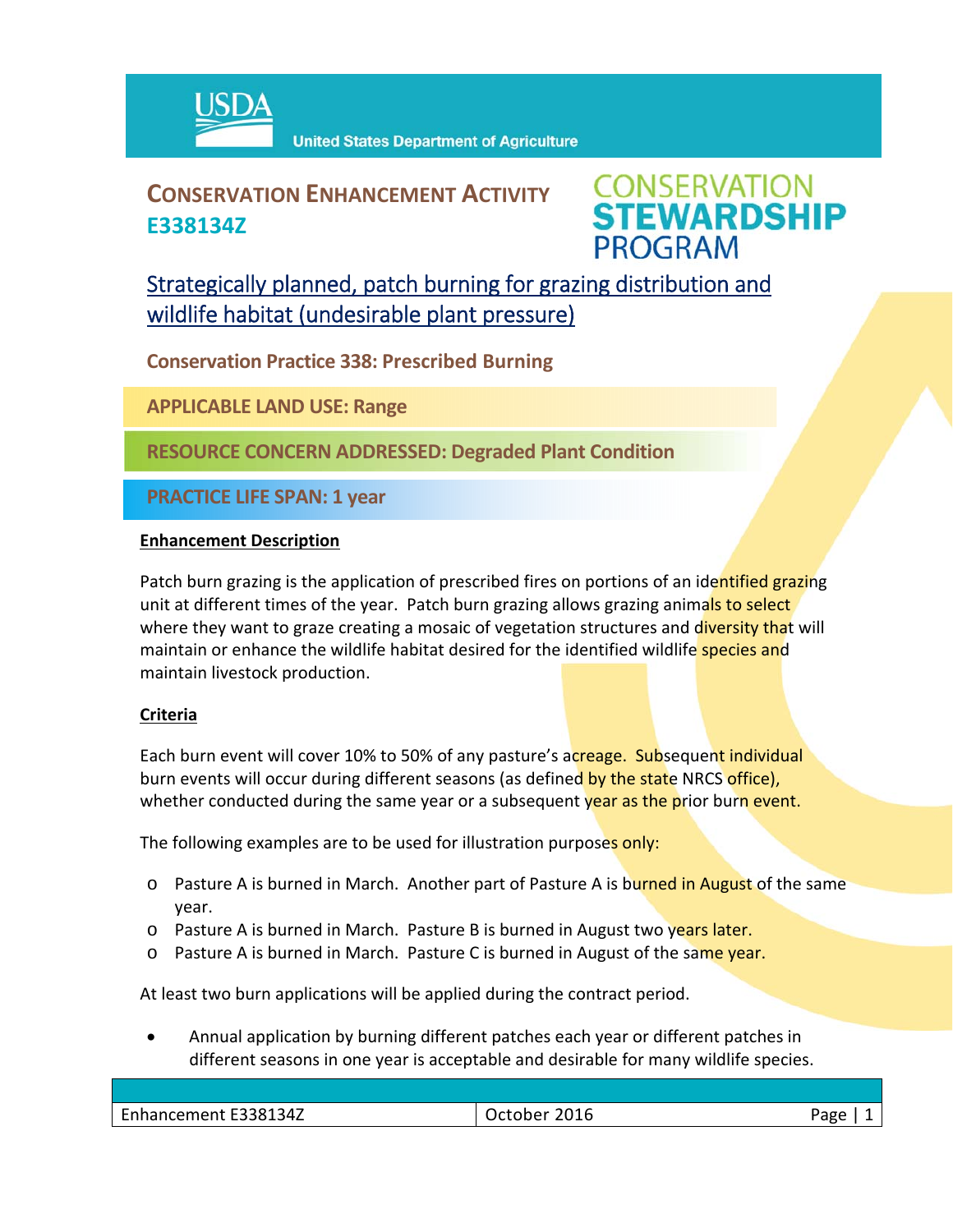USDA United States Department of Agriculture

# CONSERVATION ENHANCEMENT ACTIVITY E338134Z

CONSERVATION STEWARDSHIP PROGRAM

## Strategically planned, patch burning for grazing distribution and wildlife habitat (undesirable plant pressure)

**Conservation Practice 338: Prescribed Burning**

**APPLICABLE LAND USE: Range**

**RESOURCE CONCERN ADDRESSED: Degraded Plant Condition**

**PRACTICE LIFE SPAN: 1 year**

### Enhancement Description

Patch burn grazing is the application of prescribed fires on portions of an identified grazing unit at different times of the year. Patch burn grazing allows grazing animals to select where they want to graze creating a mosaic of vegetation structures and diversity that will maintain or enhance the wildlife habitat desired for the identified wildlife species and maintain livestock production.

### Criteria

Each burn event will cover 10% to 50% of any pasture's acreage. Subsequent individual burn events will occur during different seasons (as defined by the state NRCS office), whether conducted during the same year or a subsequent year as the prior burn event.

The following examples are to be used for illustration purposes only:

- Pasture A is burned in March. Another part of Pasture A is burned in August of the same year.
- Pasture A is burned in March. Pasture B is burned in August two years later.
- Pasture A is burned in March. Pasture C is burned in August of the same year.

At least two burn applications will be applied during the contract period.

- Annual application by burning different patches each year or different patches in different seasons in one year is acceptable and desirable for many wildlife species.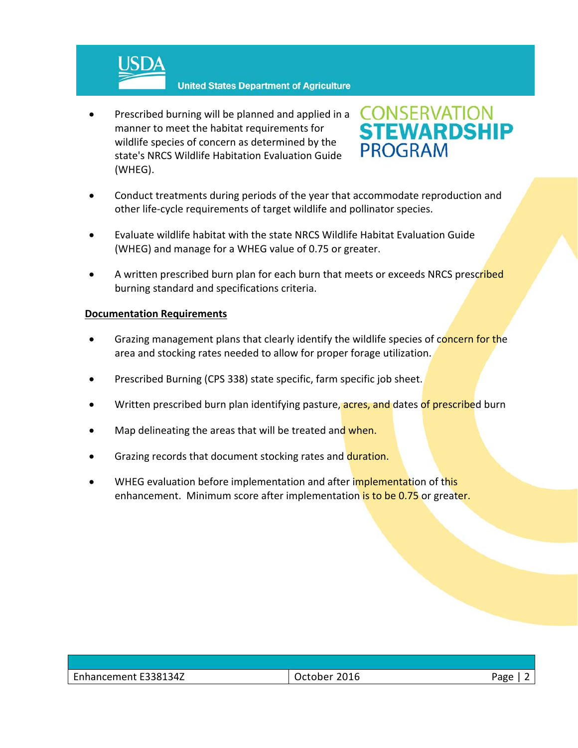- Prescribed burning will be planned and applied in a manner to meet the habitat requirements for wildlife species of concern as determined by the state's NRCS Wildlife Habitation Evaluation Guide (WHEG).

- Conduct treatments during periods of the year that accommodate reproduction and other life-cycle requirements of target wildlife and pollinator species.

- Evaluate wildlife habitat with the state NRCS Wildlife Habitat Evaluation Guide (WHEG) and manage for a WHEG value of 0.75 or greater.

- A written prescribed burn plan for each burn that meets or exceeds NRCS prescribed burning standard and specifications criteria.

**Documentation Requirements**

- Grazing management plans that clearly identify the wildlife species of concern for the area and stocking rates needed to allow for proper forage utilization.

- Prescribed Burning (CPS 338) state specific, farm specific job sheet.

- Written prescribed burn plan identifying pasture, acres, and dates of prescribed burn

- Map delineating the areas that will be treated and when.

- Grazing records that document stocking rates and duration.

- WHEG evaluation before implementation and after implementation of this enhancement. Minimum score after implementation is to be 0.75 or greater.